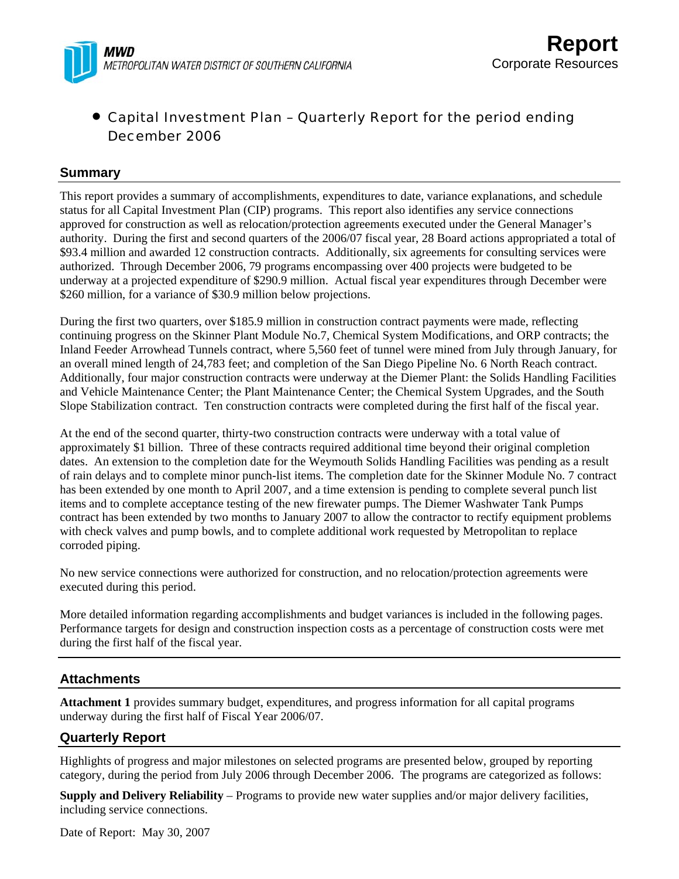**MWD**
*METROPOLITAN WATER DISTRICT OF SOUTHERN CALIFORNIA*

# Report
Corporate Resources

- Capital Investment Plan – Quarterly Report for the period ending December 2006

## Summary

This report provides a summary of accomplishments, expenditures to date, variance explanations, and schedule status for all Capital Investment Plan (CIP) programs. This report also identifies any service connections approved for construction as well as relocation/protection agreements executed under the General Manager's authority. During the first and second quarters of the 2006/07 fiscal year, 28 Board actions appropriated a total of $93.4 million and awarded 12 construction contracts. Additionally, six agreements for consulting services were authorized. Through December 2006, 79 programs encompassing over 400 projects were budgeted to be underway at a projected expenditure of $290.9 million. Actual fiscal year expenditures through December were $260 million, for a variance of $30.9 million below projections.

During the first two quarters, over $185.9 million in construction contract payments were made, reflecting continuing progress on the Skinner Plant Module No.7, Chemical System Modifications, and ORP contracts; the Inland Feeder Arrowhead Tunnels contract, where 5,560 feet of tunnel were mined from July through January, for an overall mined length of 24,783 feet; and completion of the San Diego Pipeline No. 6 North Reach contract. Additionally, four major construction contracts were underway at the Diemer Plant: the Solids Handling Facilities and Vehicle Maintenance Center; the Plant Maintenance Center; the Chemical System Upgrades, and the South Slope Stabilization contract. Ten construction contracts were completed during the first half of the fiscal year.

At the end of the second quarter, thirty-two construction contracts were underway with a total value of approximately $1 billion. Three of these contracts required additional time beyond their original completion dates. An extension to the completion date for the Weymouth Solids Handling Facilities was pending as a result of rain delays and to complete minor punch-list items. The completion date for the Skinner Module No. 7 contract has been extended by one month to April 2007, and a time extension is pending to complete several punch list items and to complete acceptance testing of the new firewater pumps. The Diemer Washwater Tank Pumps contract has been extended by two months to January 2007 to allow the contractor to rectify equipment problems with check valves and pump bowls, and to complete additional work requested by Metropolitan to replace corroded piping.

No new service connections were authorized for construction, and no relocation/protection agreements were executed during this period.

More detailed information regarding accomplishments and budget variances is included in the following pages. Performance targets for design and construction inspection costs as a percentage of construction costs were met during the first half of the fiscal year.

## Attachments

**Attachment 1** provides summary budget, expenditures, and progress information for all capital programs underway during the first half of Fiscal Year 2006/07.

## Quarterly Report

Highlights of progress and major milestones on selected programs are presented below, grouped by reporting category, during the period from July 2006 through December 2006. The programs are categorized as follows:

**Supply and Delivery Reliability** – Programs to provide new water supplies and/or major delivery facilities, including service connections.

Date of Report: May 30, 2007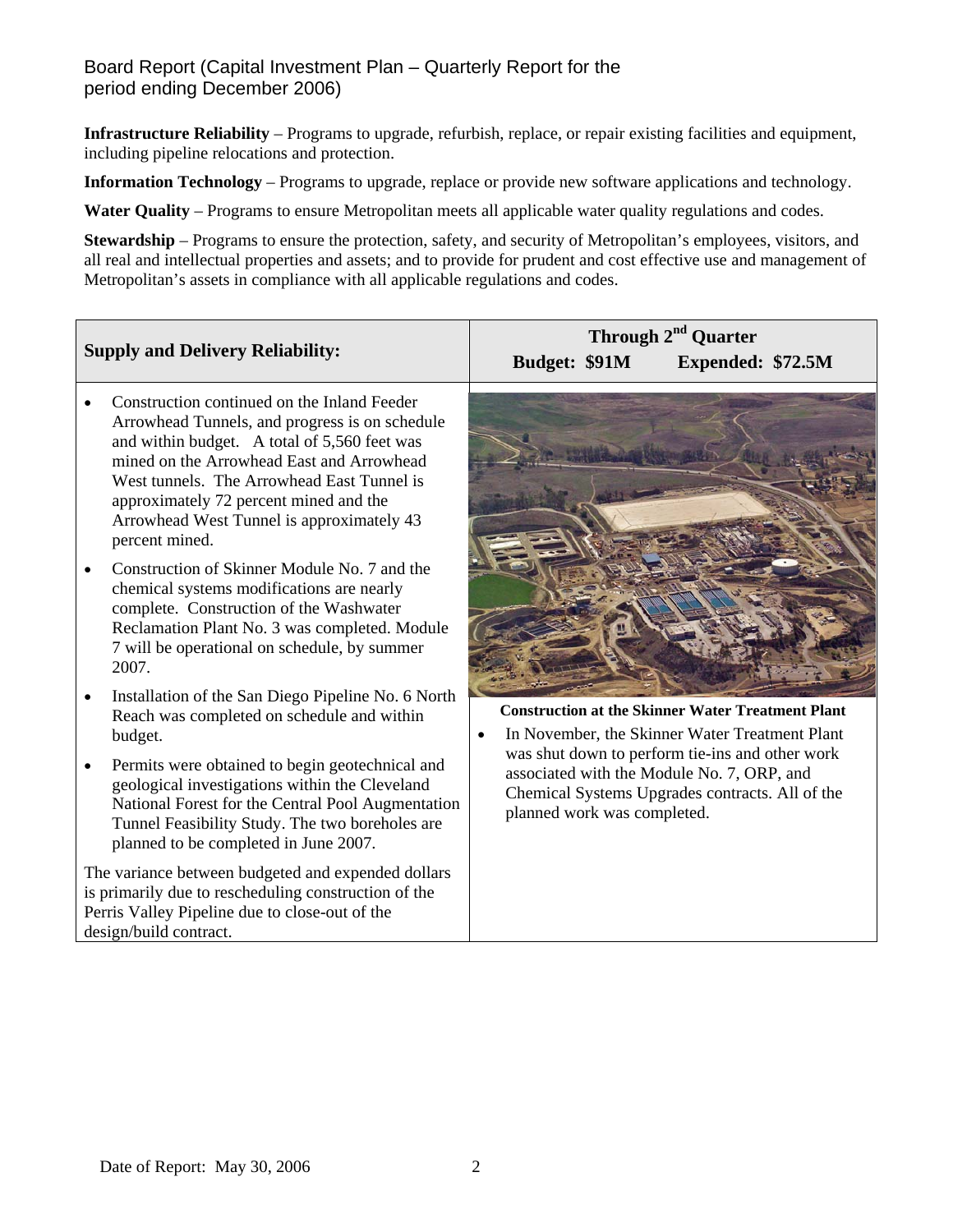**Infrastructure Reliability** – Programs to upgrade, refurbish, replace, or repair existing facilities and equipment, including pipeline relocations and protection.

**Information Technology** – Programs to upgrade, replace or provide new software applications and technology.

**Water Quality** – Programs to ensure Metropolitan meets all applicable water quality regulations and codes.

**Stewardship** – Programs to ensure the protection, safety, and security of Metropolitan's employees, visitors, and all real and intellectual properties and assets; and to provide for prudent and cost effective use and management of Metropolitan's assets in compliance with all applicable regulations and codes.

| Supply and Delivery Reliability: | Through 2nd Quarter<br>Budget: \$91M Expended: \$72.5M |
|---|---|
| • Construction continued on the Inland Feeder Arrowhead Tunnels, and progress is on schedule and within budget. A total of 5,560 feet was mined on the Arrowhead East and Arrowhead West tunnels. The Arrowhead East Tunnel is approximately 72 percent mined and the Arrowhead West Tunnel is approximately 43 percent mined.<br>• Construction of Skinner Module No. 7 and the chemical systems modifications are nearly complete. Construction of the Washwater Reclamation Plant No. 3 was completed. Module 7 will be operational on schedule, by summer 2007.<br>• Installation of the San Diego Pipeline No. 6 North Reach was completed on schedule and within budget.<br>• Permits were obtained to begin geotechnical and geological investigations within the Cleveland National Forest for the Central Pool Augmentation Tunnel Feasibility Study. The two boreholes are planned to be completed in June 2007.<br>The variance between budgeted and expended dollars is primarily due to rescheduling construction of the Perris Valley Pipeline due to close-out of the design/build contract. | **Construction at the Skinner Water Treatment Plant**<br>• In November, the Skinner Water Treatment Plant was shut down to perform tie-ins and other work associated with the Module No. 7, ORP, and Chemical Systems Upgrades contracts. All of the planned work was completed. |

Date of Report: May 30, 2006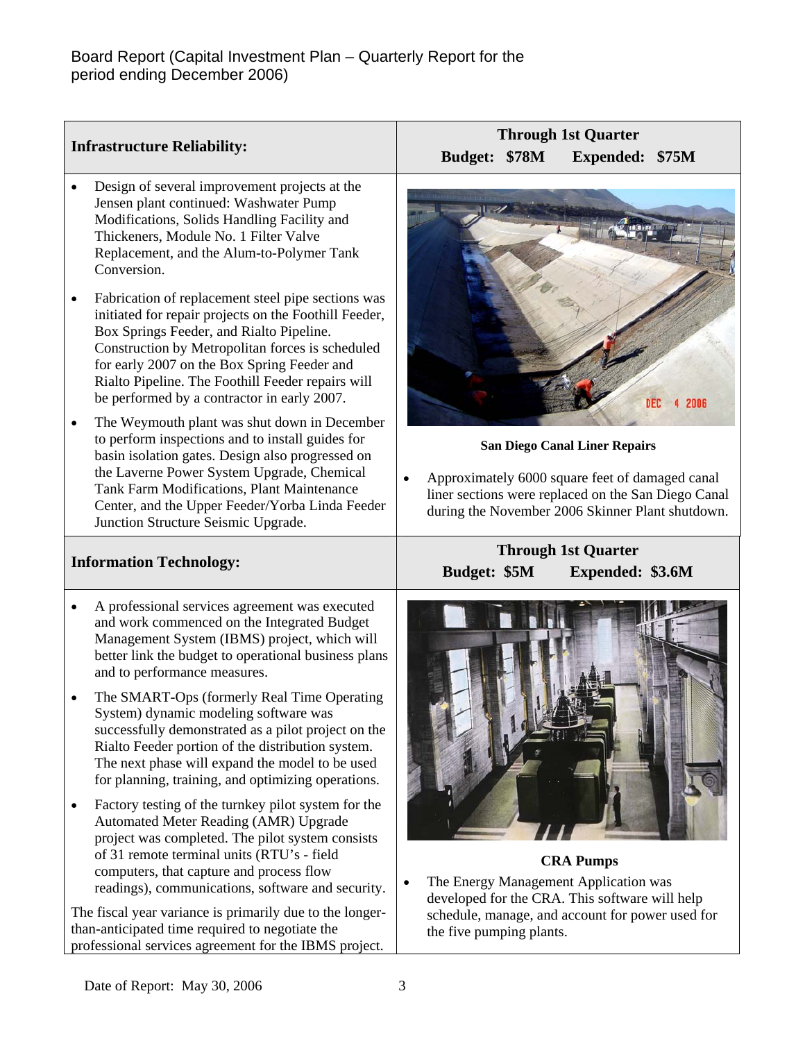Board Report (Capital Investment Plan – Quarterly Report for the period ending December 2006)

## Infrastructure Reliability:

**Through 1st Quarter**
**Budget: $78M Expended: $75M**

- Design of several improvement projects at the Jensen plant continued: Washwater Pump Modifications, Solids Handling Facility and Thickeners, Module No. 1 Filter Valve Replacement, and the Alum-to-Polymer Tank Conversion.
- Fabrication of replacement steel pipe sections was initiated for repair projects on the Foothill Feeder, Box Springs Feeder, and Rialto Pipeline. Construction by Metropolitan forces is scheduled for early 2007 on the Box Spring Feeder and Rialto Pipeline. The Foothill Feeder repairs will be performed by a contractor in early 2007.
- The Weymouth plant was shut down in December to perform inspections and to install guides for basin isolation gates. Design also progressed on the Laverne Power System Upgrade, Chemical Tank Farm Modifications, Plant Maintenance Center, and the Upper Feeder/Yorba Linda Feeder Junction Structure Seismic Upgrade.

**San Diego Canal Liner Repairs**

- Approximately 6000 square feet of damaged canal liner sections were replaced on the San Diego Canal during the November 2006 Skinner Plant shutdown.

## Information Technology:

**Through 1st Quarter**
**Budget: $5M Expended: $3.6M**

- A professional services agreement was executed and work commenced on the Integrated Budget Management System (IBMS) project, which will better link the budget to operational business plans and to performance measures.
- The SMART-Ops (formerly Real Time Operating System) dynamic modeling software was successfully demonstrated as a pilot project on the Rialto Feeder portion of the distribution system. The next phase will expand the model to be used for planning, training, and optimizing operations.
- Factory testing of the turnkey pilot system for the Automated Meter Reading (AMR) Upgrade project was completed. The pilot system consists of 31 remote terminal units (RTU's - field computers, that capture and process flow readings), communications, software and security.

The fiscal year variance is primarily due to the longer-than-anticipated time required to negotiate the professional services agreement for the IBMS project.

**CRA Pumps**

- The Energy Management Application was developed for the CRA. This software will help schedule, manage, and account for power used for the five pumping plants.

Date of Report: May 30, 2006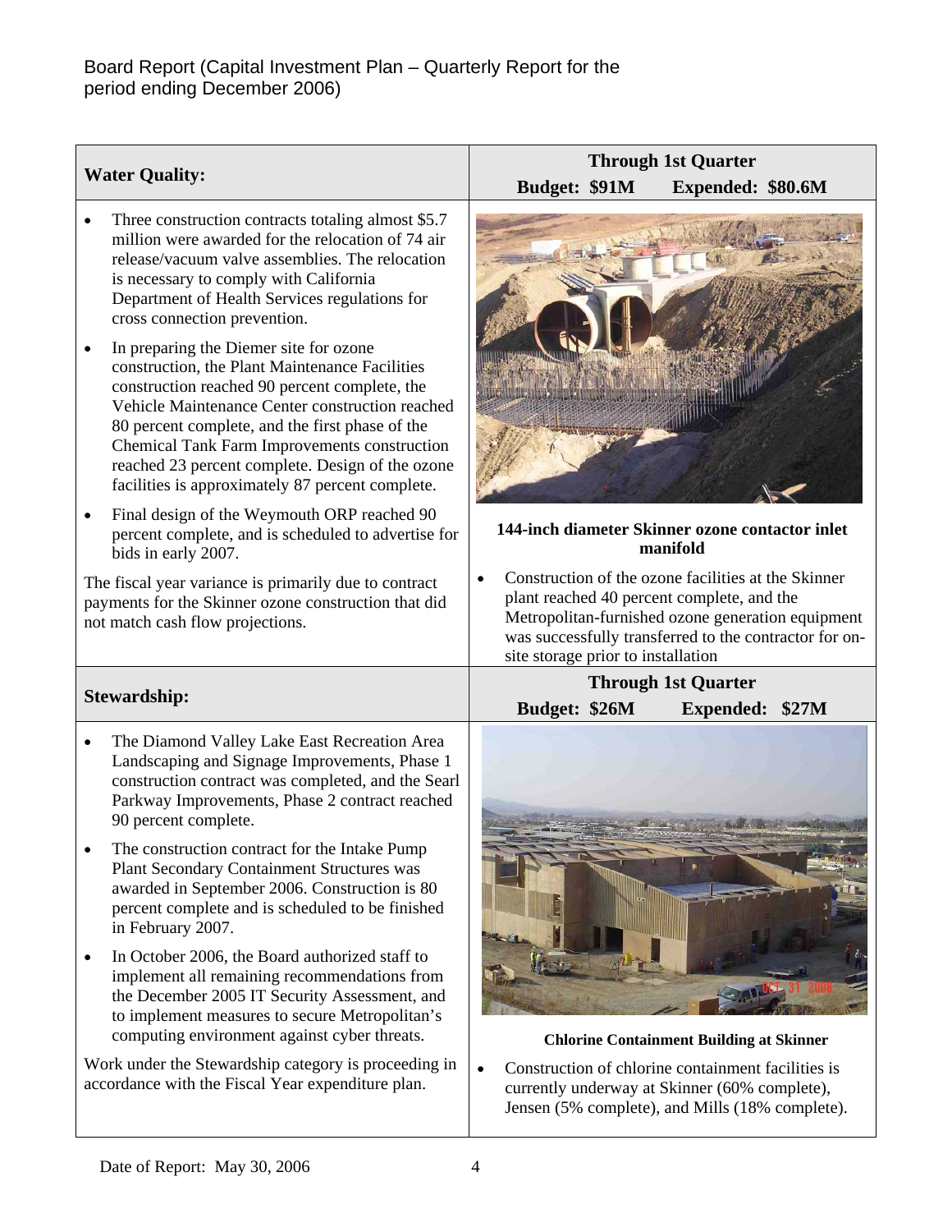## Water Quality:

**Through 1st Quarter**
**Budget: $91M Expended: $80.6M**

- Three construction contracts totaling almost $5.7 million were awarded for the relocation of 74 air release/vacuum valve assemblies. The relocation is necessary to comply with California Department of Health Services regulations for cross connection prevention.
- In preparing the Diemer site for ozone construction, the Plant Maintenance Facilities construction reached 90 percent complete, the Vehicle Maintenance Center construction reached 80 percent complete, and the first phase of the Chemical Tank Farm Improvements construction reached 23 percent complete. Design of the ozone facilities is approximately 87 percent complete.
- Final design of the Weymouth ORP reached 90 percent complete, and is scheduled to advertise for bids in early 2007.

The fiscal year variance is primarily due to contract payments for the Skinner ozone construction that did not match cash flow projections.

**144-inch diameter Skinner ozone contactor inlet manifold**

- Construction of the ozone facilities at the Skinner plant reached 40 percent complete, and the Metropolitan-furnished ozone generation equipment was successfully transferred to the contractor for on-site storage prior to installation

## Stewardship:

**Through 1st Quarter**
**Budget: $26M Expended: $27M**

- The Diamond Valley Lake East Recreation Area Landscaping and Signage Improvements, Phase 1 construction contract was completed, and the Searl Parkway Improvements, Phase 2 contract reached 90 percent complete.
- The construction contract for the Intake Pump Plant Secondary Containment Structures was awarded in September 2006. Construction is 80 percent complete and is scheduled to be finished in February 2007.
- In October 2006, the Board authorized staff to implement all remaining recommendations from the December 2005 IT Security Assessment, and to implement measures to secure Metropolitan's computing environment against cyber threats.

Work under the Stewardship category is proceeding in accordance with the Fiscal Year expenditure plan.

**Chlorine Containment Building at Skinner**

- Construction of chlorine containment facilities is currently underway at Skinner (60% complete), Jensen (5% complete), and Mills (18% complete).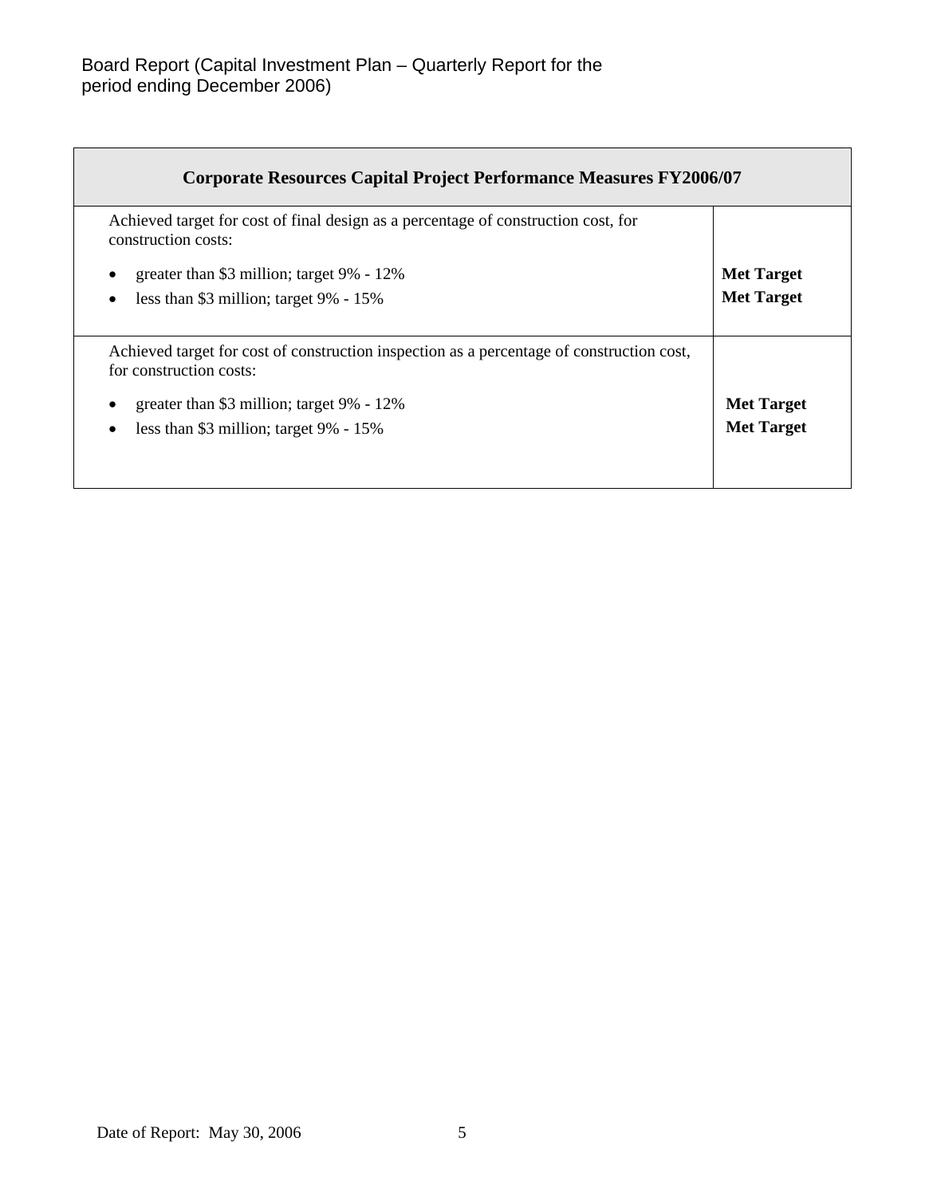| Corporate Resources Capital Project Performance Measures FY2006/07 | |
|---|---|
| Achieved target for cost of final design as a percentage of construction cost, for construction costs:<br>• greater than $3 million; target 9% - 12%<br>• less than $3 million; target 9% - 15% | **Met Target**<br>**Met Target** |
| Achieved target for cost of construction inspection as a percentage of construction cost, for construction costs:<br>• greater than $3 million; target 9% - 12%<br>• less than $3 million; target 9% - 15% | **Met Target**<br>**Met Target** |

Date of Report: May 30, 2006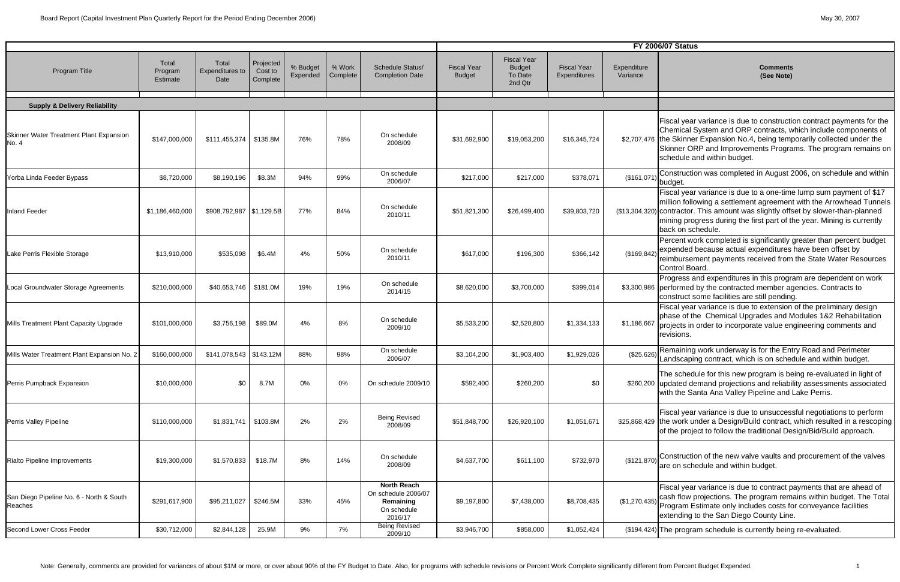| Program Title | Total Program Estimate | Total Expenditures to Date | Projected Cost to Complete | % Budget Expended | % Work Complete | Schedule Status/ Completion Date | FY 2006/07 Status | | | | |
|---|---|---|---|---|---|---|---|---|---|---|---|
| | | | | | | | Fiscal Year Budget | Fiscal Year Budget To Date 2nd Qtr | Fiscal Year Expenditures | Expenditure Variance | Comments (See Note) |
| **Supply & Delivery Reliability** | | | | | | | | | | | |
| Skinner Water Treatment Plant Expansion No. 4 | $147,000,000 | $111,455,374 | $135.8M | 76% | 78% | On schedule 2008/09 | $31,692,900 | $19,053,200 | $16,345,724 | $2,707,476 | Fiscal year variance is due to construction contract payments for the Chemical System and ORP contracts, which include components of the Skinner Expansion No.4, being temporarily collected under the Skinner ORP and Improvements Programs. The program remains on schedule and within budget. |
| Yorba Linda Feeder Bypass | $8,720,000 | $8,190,196 | $8.3M | 94% | 99% | On schedule 2006/07 | $217,000 | $217,000 | $378,071 | ($161,071) | Construction was completed in August 2006, on schedule and within budget. |
| Inland Feeder | $1,186,460,000 | $908,792,987 | $1,129.5B | 77% | 84% | On schedule 2010/11 | $51,821,300 | $26,499,400 | $39,803,720 | ($13,304,320) | Fiscal year variance is due to a one-time lump sum payment of $17 million following a settlement agreement with the Arrowhead Tunnels contractor. This amount was slightly offset by slower-than-planned mining progress during the first part of the year. Mining is currently back on schedule. |
| Lake Perris Flexible Storage | $13,910,000 | $535,098 | $6.4M | 4% | 50% | On schedule 2010/11 | $617,000 | $196,300 | $366,142 | ($169,842) | Percent work completed is significantly greater than percent budget expended because actual expenditures have been offset by reimbursement payments received from the State Water Resources Control Board. |
| Local Groundwater Storage Agreements | $210,000,000 | $40,653,746 | $181.0M | 19% | 19% | On schedule 2014/15 | $8,620,000 | $3,700,000 | $399,014 | $3,300,986 | Progress and expenditures in this program are dependent on work performed by the contracted member agencies. Contracts to construct some facilities are still pending. |
| Mills Treatment Plant Capacity Upgrade | $101,000,000 | $3,756,198 | $89.0M | 4% | 8% | On schedule 2009/10 | $5,533,200 | $2,520,800 | $1,334,133 | $1,186,667 | Fiscal year variance is due to extension of the preliminary design phase of the Chemical Upgrades and Modules 1&2 Rehabilitation projects in order to incorporate value engineering comments and revisions. |
| Mills Water Treatment Plant Expansion No. 2 | $160,000,000 | $141,078,543 | $143.12M | 88% | 98% | On schedule 2006/07 | $3,104,200 | $1,903,400 | $1,929,026 | ($25,626) | Remaining work underway is for the Entry Road and Perimeter Landscaping contract, which is on schedule and within budget. |
| Perris Pumpback Expansion | $10,000,000 | $0 | 8.7M | 0% | 0% | On schedule 2009/10 | $592,400 | $260,200 | $0 | $260,200 | The schedule for this new program is being re-evaluated in light of updated demand projections and reliability assessments associated with the Santa Ana Valley Pipeline and Lake Perris. |
| Perris Valley Pipeline | $110,000,000 | $1,831,741 | $103.8M | 2% | 2% | Being Revised 2008/09 | $51,848,700 | $26,920,100 | $1,051,671 | $25,868,429 | Fiscal year variance is due to unsuccessful negotiations to perform the work under a Design/Build contract, which resulted in a rescoping of the project to follow the traditional Design/Bid/Build approach. |
| Rialto Pipeline Improvements | $19,300,000 | $1,570,833 | $18.7M | 8% | 14% | On schedule 2008/09 | $4,637,700 | $611,100 | $732,970 | ($121,870) | Construction of the new valve vaults and procurement of the valves are on schedule and within budget. |
| San Diego Pipeline No. 6 - North & South Reaches | $291,617,900 | $95,211,027 | $246.5M | 33% | 45% | **North Reach** On schedule 2006/07 **Remaining** On schedule 2016/17 | $9,197,800 | $7,438,000 | $8,708,435 | ($1,270,435) | Fiscal year variance is due to contract payments that are ahead of cash flow projections. The program remains within budget. The Total Program Estimate only includes costs for conveyance facilities extending to the San Diego County Line. |
| Second Lower Cross Feeder | $30,712,000 | $2,844,128 | 25.9M | 9% | 7% | Being Revised 2009/10 | $3,946,700 | $858,000 | $1,052,424 | ($194,424) | The program schedule is currently being re-evaluated. |

Note: Generally, comments are provided for variances of about $1M or more, or over about 90% of the FY Budget to Date. Also, for programs with schedule revisions or Percent Work Complete significantly different from Percent Budget Expended.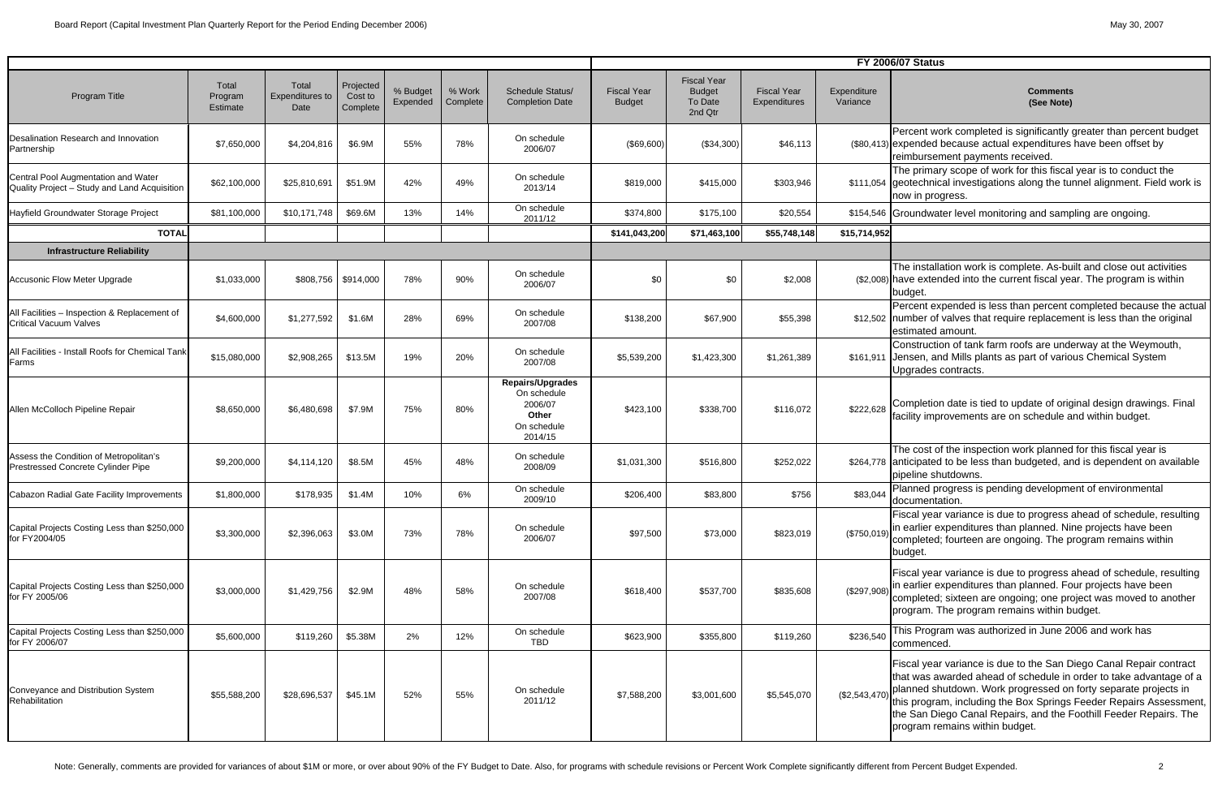| Program Title | Total Program Estimate | Total Expenditures to Date | Projected Cost to Complete | % Budget Expended | % Work Complete | Schedule Status/ Completion Date | FY 2006/07 Status | | | | |
|---|---|---|---|---|---|---|---|---|---|---|---|
| | | | | | | | Fiscal Year Budget | Fiscal Year Budget To Date 2nd Qtr | Fiscal Year Expenditures | Expenditure Variance | Comments (See Note) |
| Desalination Research and Innovation Partnership | $7,650,000 | $4,204,816 | $6.9M | 55% | 78% | On schedule 2006/07 | ($69,600) | ($34,300) | $46,113 | ($80,413) | Percent work completed is significantly greater than percent budget expended because actual expenditures have been offset by reimbursement payments received. |
| Central Pool Augmentation and Water Quality Project – Study and Land Acquisition | $62,100,000 | $25,810,691 | $51.9M | 42% | 49% | On schedule 2013/14 | $819,000 | $415,000 | $303,946 | $111,054 | The primary scope of work for this fiscal year is to conduct the geotechnical investigations along the tunnel alignment. Field work is now in progress. |
| Hayfield Groundwater Storage Project | $81,100,000 | $10,171,748 | $69.6M | 13% | 14% | On schedule 2011/12 | $374,800 | $175,100 | $20,554 | $154,546 | Groundwater level monitoring and sampling are ongoing. |
| **TOTAL** | | | | | | | **$141,043,200** | **$71,463,100** | **$55,748,148** | **$15,714,952** | |
| **Infrastructure Reliability** | | | | | | | | | | | |
| Accusonic Flow Meter Upgrade | $1,033,000 | $808,756 | $914,000 | 78% | 90% | On schedule 2006/07 | $0 | $0 | $2,008 | ($2,008) | The installation work is complete. As-built and close out activities have extended into the current fiscal year. The program is within budget. |
| All Facilities – Inspection & Replacement of Critical Vacuum Valves | $4,600,000 | $1,277,592 | $1.6M | 28% | 69% | On schedule 2007/08 | $138,200 | $67,900 | $55,398 | $12,502 | Percent expended is less than percent completed because the actual number of valves that require replacement is less than the original estimated amount. |
| All Facilities - Install Roofs for Chemical Tank Farms | $15,080,000 | $2,908,265 | $13.5M | 19% | 20% | On schedule 2007/08 | $5,539,200 | $1,423,300 | $1,261,389 | $161,911 | Construction of tank farm roofs are underway at the Weymouth, Jensen, and Mills plants as part of various Chemical System Upgrades contracts. |
| Allen McColloch Pipeline Repair | $8,650,000 | $6,480,698 | $7.9M | 75% | 80% | **Repairs/Upgrades** On schedule 2006/07 **Other** On schedule 2014/15 | $423,100 | $338,700 | $116,072 | $222,628 | Completion date is tied to update of original design drawings. Final facility improvements are on schedule and within budget. |
| Assess the Condition of Metropolitan's Prestressed Concrete Cylinder Pipe | $9,200,000 | $4,114,120 | $8.5M | 45% | 48% | On schedule 2008/09 | $1,031,300 | $516,800 | $252,022 | $264,778 | The cost of the inspection work planned for this fiscal year is anticipated to be less than budgeted, and is dependent on available pipeline shutdowns. |
| Cabazon Radial Gate Facility Improvements | $1,800,000 | $178,935 | $1.4M | 10% | 6% | On schedule 2009/10 | $206,400 | $83,800 | $756 | $83,044 | Planned progress is pending development of environmental documentation. |
| Capital Projects Costing Less than $250,000 for FY2004/05 | $3,300,000 | $2,396,063 | $3.0M | 73% | 78% | On schedule 2006/07 | $97,500 | $73,000 | $823,019 | ($750,019) | Fiscal year variance is due to progress ahead of schedule, resulting in earlier expenditures than planned. Nine projects have been completed; fourteen are ongoing. The program remains within budget. |
| Capital Projects Costing Less than $250,000 for FY 2005/06 | $3,000,000 | $1,429,756 | $2.9M | 48% | 58% | On schedule 2007/08 | $618,400 | $537,700 | $835,608 | ($297,908) | Fiscal year variance is due to progress ahead of schedule, resulting in earlier expenditures than planned. Four projects have been completed; sixteen are ongoing; one project was moved to another program. The program remains within budget. |
| Capital Projects Costing Less than $250,000 for FY 2006/07 | $5,600,000 | $119,260 | $5.38M | 2% | 12% | On schedule TBD | $623,900 | $355,800 | $119,260 | $236,540 | This Program was authorized in June 2006 and work has commenced. |
| Conveyance and Distribution System Rehabilitation | $55,588,200 | $28,696,537 | $45.1M | 52% | 55% | On schedule 2011/12 | $7,588,200 | $3,001,600 | $5,545,070 | ($2,543,470) | Fiscal year variance is due to the San Diego Canal Repair contract that was awarded ahead of schedule in order to take advantage of a planned shutdown. Work progressed on forty separate projects in this program, including the Box Springs Feeder Repairs Assessment, the San Diego Canal Repairs, and the Foothill Feeder Repairs. The program remains within budget. |

Note: Generally, comments are provided for variances of about $1M or more, or over about 90% of the FY Budget to Date. Also, for programs with schedule revisions or Percent Work Complete significantly different from Percent Budget Expended.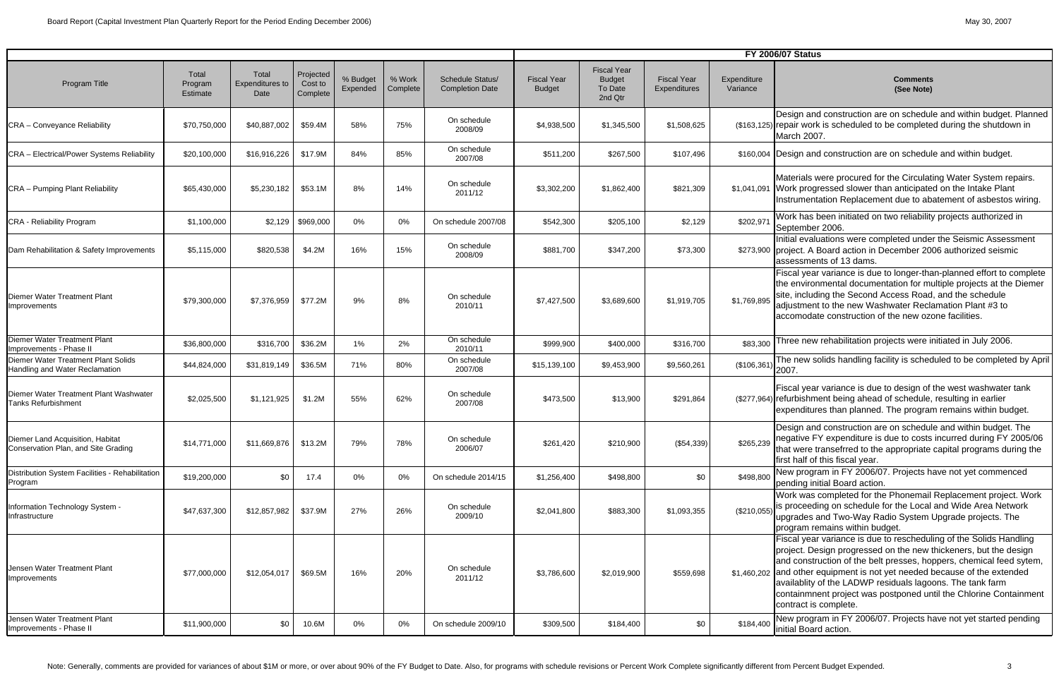| | | | | | | | FY 2006/07 Status | | | | |
|---|---|---|---|---|---|---|---|---|---|---|---|
| Program Title | Total Program Estimate | Total Expenditures to Date | Projected Cost to Complete | % Budget Expended | % Work Complete | Schedule Status/ Completion Date | Fiscal Year Budget | Fiscal Year Budget To Date 2nd Qtr | Fiscal Year Expenditures | Expenditure Variance | Comments (See Note) |
| CRA – Conveyance Reliability | $70,750,000 | $40,887,002 | $59.4M | 58% | 75% | On schedule 2008/09 | $4,938,500 | $1,345,500 | $1,508,625 | ($163,125) | Design and construction are on schedule and within budget. Planned repair work is scheduled to be completed during the shutdown in March 2007. |
| CRA – Electrical/Power Systems Reliability | $20,100,000 | $16,916,226 | $17.9M | 84% | 85% | On schedule 2007/08 | $511,200 | $267,500 | $107,496 | $160,004 | Design and construction are on schedule and within budget. |
| CRA – Pumping Plant Reliability | $65,430,000 | $5,230,182 | $53.1M | 8% | 14% | On schedule 2011/12 | $3,302,200 | $1,862,400 | $821,309 | $1,041,091 | Materials were procured for the Circulating Water System repairs. Work progressed slower than anticipated on the Intake Plant Instrumentation Replacement due to abatement of asbestos wiring. |
| CRA - Reliability Program | $1,100,000 | $2,129 | $969,000 | 0% | 0% | On schedule 2007/08 | $542,300 | $205,100 | $2,129 | $202,971 | Work has been initiated on two reliability projects authorized in September 2006. |
| Dam Rehabilitation & Safety Improvements | $5,115,000 | $820,538 | $4.2M | 16% | 15% | On schedule 2008/09 | $881,700 | $347,200 | $73,300 | $273,900 | Initial evaluations were completed under the Seismic Assessment project. A Board action in December 2006 authorized seismic assessments of 13 dams. |
| Diemer Water Treatment Plant Improvements | $79,300,000 | $7,376,959 | $77.2M | 9% | 8% | On schedule 2010/11 | $7,427,500 | $3,689,600 | $1,919,705 | $1,769,895 | Fiscal year variance is due to longer-than-planned effort to complete the environmental documentation for multiple projects at the Diemer site, including the Second Access Road, and the schedule adjustment to the new Washwater Reclamation Plant #3 to accomodate construction of the new ozone facilities. |
| Diemer Water Treatment Plant Improvements - Phase II | $36,800,000 | $316,700 | $36.2M | 1% | 2% | On schedule 2010/11 | $999,900 | $400,000 | $316,700 | $83,300 | Three new rehabilitation projects were initiated in July 2006. |
| Diemer Water Treatment Plant Solids Handling and Water Reclamation | $44,824,000 | $31,819,149 | $36.5M | 71% | 80% | On schedule 2007/08 | $15,139,100 | $9,453,900 | $9,560,261 | ($106,361) | The new solids handling facility is scheduled to be completed by April 2007. |
| Diemer Water Treatment Plant Washwater Tanks Refurbishment | $2,025,500 | $1,121,925 | $1.2M | 55% | 62% | On schedule 2007/08 | $473,500 | $13,900 | $291,864 | ($277,964) | Fiscal year variance is due to design of the west washwater tank refurbishment being ahead of schedule, resulting in earlier expenditures than planned. The program remains within budget. |
| Diemer Land Acquisition, Habitat Conservation Plan, and Site Grading | $14,771,000 | $11,669,876 | $13.2M | 79% | 78% | On schedule 2006/07 | $261,420 | $210,900 | ($54,339) | $265,239 | Design and construction are on schedule and within budget. The negative FY expenditure is due to costs incurred during FY 2005/06 that were transefrred to the appropriate capital programs during the first half of this fiscal year. |
| Distribution System Facilities - Rehabilitation Program | $19,200,000 | $0 | 17.4 | 0% | 0% | On schedule 2014/15 | $1,256,400 | $498,800 | $0 | $498,800 | New program in FY 2006/07. Projects have not yet commenced pending initial Board action. |
| Information Technology System - Infrastructure | $47,637,300 | $12,857,982 | $37.9M | 27% | 26% | On schedule 2009/10 | $2,041,800 | $883,300 | $1,093,355 | ($210,055) | Work was completed for the Phonemail Replacement project. Work is proceeding on schedule for the Local and Wide Area Network upgrades and Two-Way Radio System Upgrade projects. The program remains within budget. |
| Jensen Water Treatment Plant Improvements | $77,000,000 | $12,054,017 | $69.5M | 16% | 20% | On schedule 2011/12 | $3,786,600 | $2,019,900 | $559,698 | $1,460,202 | Fiscal year variance is due to rescheduling of the Solids Handling project. Design progressed on the new thickeners, but the design and construction of the belt presses, hoppers, chemical feed sytem, and other equipment is not yet needed because of the extended availablity of the LADWP residuals lagoons. The tank farm containmnent project was postponed until the Chlorine Containment contract is complete. |
| Jensen Water Treatment Plant Improvements - Phase II | $11,900,000 | $0 | 10.6M | 0% | 0% | On schedule 2009/10 | $309,500 | $184,400 | $0 | $184,400 | New program in FY 2006/07. Projects have not yet started pending initial Board action. |

Note: Generally, comments are provided for variances of about $1M or more, or over about 90% of the FY Budget to Date. Also, for programs with schedule revisions or Percent Work Complete significantly different from Percent Budget Expended.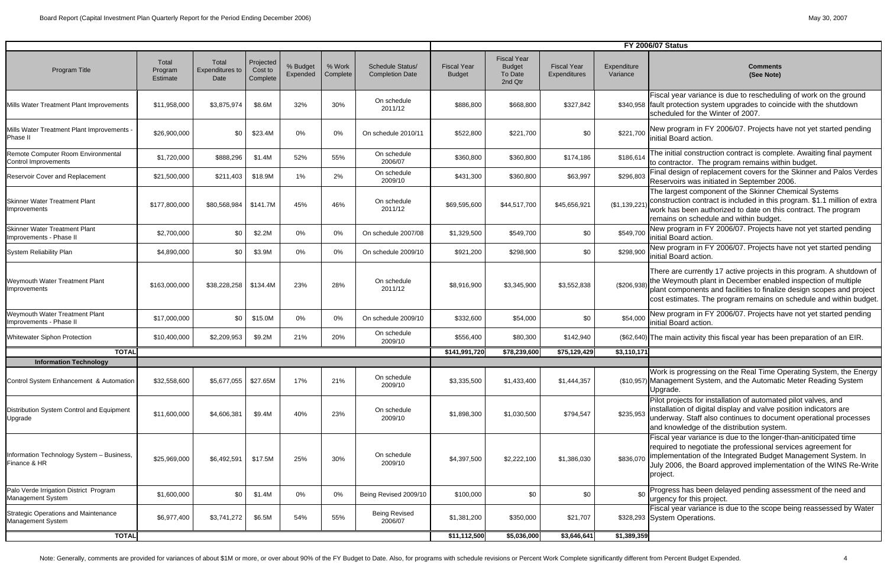| | | | | | | | FY 2006/07 Status | | | | |
|---|---|---|---|---|---|---|---|---|---|---|---|
| Program Title | Total Program Estimate | Total Expenditures to Date | Projected Cost to Complete | % Budget Expended | % Work Complete | Schedule Status/ Completion Date | Fiscal Year Budget | Fiscal Year Budget To Date 2nd Qtr | Fiscal Year Expenditures | Expenditure Variance | Comments (See Note) |
| Mills Water Treatment Plant Improvements | $11,958,000 | $3,875,974 | $8.6M | 32% | 30% | On schedule 2011/12 | $886,800 | $668,800 | $327,842 | $340,958 | Fiscal year variance is due to rescheduling of work on the ground fault protection system upgrades to coincide with the shutdown scheduled for the Winter of 2007. |
| Mills Water Treatment Plant Improvements - Phase II | $26,900,000 | $0 | $23.4M | 0% | 0% | On schedule 2010/11 | $522,800 | $221,700 | $0 | $221,700 | New program in FY 2006/07. Projects have not yet started pending initial Board action. |
| Remote Computer Room Environmental Control Improvements | $1,720,000 | $888,296 | $1.4M | 52% | 55% | On schedule 2006/07 | $360,800 | $360,800 | $174,186 | $186,614 | The initial construction contract is complete. Awaiting final payment to contractor. The program remains within budget. |
| Reservoir Cover and Replacement | $21,500,000 | $211,403 | $18.9M | 1% | 2% | On schedule 2009/10 | $431,300 | $360,800 | $63,997 | $296,803 | Final design of replacement covers for the Skinner and Palos Verdes Reservoirs was initiated in September 2006. |
| Skinner Water Treatment Plant Improvements | $177,800,000 | $80,568,984 | $141.7M | 45% | 46% | On schedule 2011/12 | $69,595,600 | $44,517,700 | $45,656,921 | ($1,139,221) | The largest component of the Skinner Chemical Systems construction contract is included in this program. $1.1 million of extra work has been authorized to date on this contract. The program remains on schedule and within budget. |
| Skinner Water Treatment Plant Improvements - Phase II | $2,700,000 | $0 | $2.2M | 0% | 0% | On schedule 2007/08 | $1,329,500 | $549,700 | $0 | $549,700 | New program in FY 2006/07. Projects have not yet started pending initial Board action. |
| System Reliability Plan | $4,890,000 | $0 | $3.9M | 0% | 0% | On schedule 2009/10 | $921,200 | $298,900 | $0 | $298,900 | New program in FY 2006/07. Projects have not yet started pending initial Board action. |
| Weymouth Water Treatment Plant Improvements | $163,000,000 | $38,228,258 | $134.4M | 23% | 28% | On schedule 2011/12 | $8,916,900 | $3,345,900 | $3,552,838 | ($206,938) | There are currently 17 active projects in this program. A shutdown of the Weymouth plant in December enabled inspection of multiple plant components and facilities to finalize design scopes and project cost estimates. The program remains on schedule and within budget. |
| Weymouth Water Treatment Plant Improvements - Phase II | $17,000,000 | $0 | $15.0M | 0% | 0% | On schedule 2009/10 | $332,600 | $54,000 | $0 | $54,000 | New program in FY 2006/07. Projects have not yet started pending initial Board action. |
| Whitewater Siphon Protection | $10,400,000 | $2,209,953 | $9.2M | 21% | 20% | On schedule 2009/10 | $556,400 | $80,300 | $142,940 | ($62,640) | The main activity this fiscal year has been preparation of an EIR. |
| **TOTAL** | | | | | | | **$141,991,720** | **$78,239,600** | **$75,129,429** | **$3,110,171** | |
| **Information Technology** | | | | | | | | | | | |
| Control System Enhancement & Automation | $32,558,600 | $5,677,055 | $27.65M | 17% | 21% | On schedule 2009/10 | $3,335,500 | $1,433,400 | $1,444,357 | ($10,957) | Work is progressing on the Real Time Operating System, the Energy Management System, and the Automatic Meter Reading System Upgrade. |
| Distribution System Control and Equipment Upgrade | $11,600,000 | $4,606,381 | $9.4M | 40% | 23% | On schedule 2009/10 | $1,898,300 | $1,030,500 | $794,547 | $235,953 | Pilot projects for installation of automated pilot valves, and installation of digital display and valve position indicators are underway. Staff also continues to document operational processes and knowledge of the distribution system. |
| Information Technology System – Business, Finance & HR | $25,969,000 | $6,492,591 | $17.5M | 25% | 30% | On schedule 2009/10 | $4,397,500 | $2,222,100 | $1,386,030 | $836,070 | Fiscal year variance is due to the longer-than-aniticipated time required to negotiate the professional services agreement for implementation of the Integrated Budget Management System. In July 2006, the Board approved implementation of the WINS Re-Write project. |
| Palo Verde Irrigation District Program Management System | $1,600,000 | $0 | $1.4M | 0% | 0% | Being Revised 2009/10 | $100,000 | $0 | $0 | $0 | Progress has been delayed pending assessment of the need and urgency for this project. |
| Strategic Operations and Maintenance Management System | $6,977,400 | $3,741,272 | $6.5M | 54% | 55% | Being Revised 2006/07 | $1,381,200 | $350,000 | $21,707 | $328,293 | Fiscal year variance is due to the scope being reassessed by Water System Operations. |
| **TOTAL** | | | | | | | **$11,112,500** | **$5,036,000** | **$3,646,641** | **$1,389,359** | |

Note: Generally, comments are provided for variances of about $1M or more, or over about 90% of the FY Budget to Date. Also, for programs with schedule revisions or Percent Work Complete significantly different from Percent Budget Expended.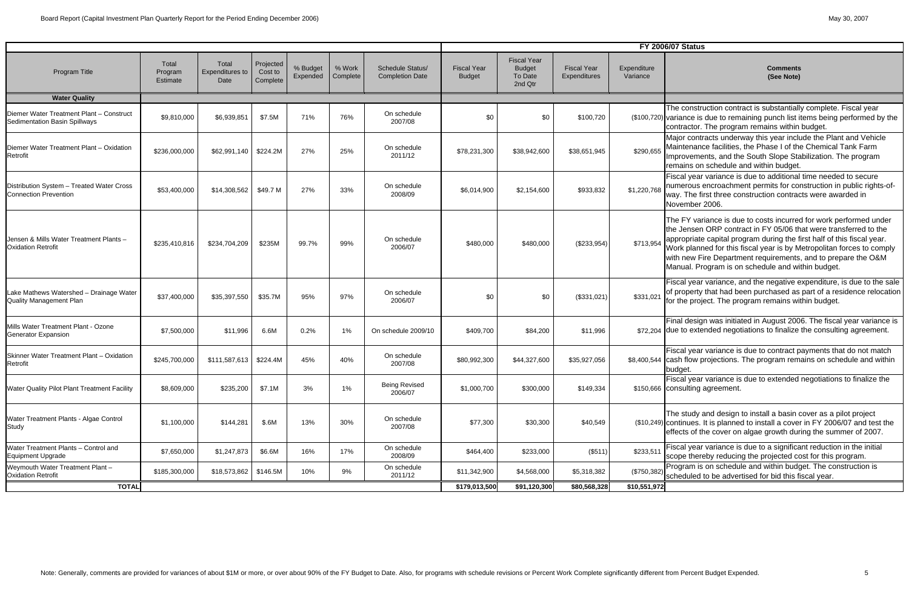| Program Title | Total Program Estimate | Total Expenditures to Date | Projected Cost to Complete | % Budget Expended | % Work Complete | Schedule Status/ Completion Date | FY 2006/07 Status | | | | |
|---|---|---|---|---|---|---|---|---|---|---|---|
| | | | | | | | Fiscal Year Budget | Fiscal Year Budget To Date 2nd Qtr | Fiscal Year Expenditures | Expenditure Variance | Comments (See Note) |
| **Water Quality** | | | | | | | | | | | |
| Diemer Water Treatment Plant – Construct Sedimentation Basin Spillways | $9,810,000 | $6,939,851 | $7.5M | 71% | 76% | On schedule 2007/08 | $0 | $0 | $100,720 | ($100,720) | The construction contract is substantially complete. Fiscal year variance is due to remaining punch list items being performed by the contractor. The program remains within budget. |
| Diemer Water Treatment Plant – Oxidation Retrofit | $236,000,000 | $62,991,140 | $224.2M | 27% | 25% | On schedule 2011/12 | $78,231,300 | $38,942,600 | $38,651,945 | $290,655 | Major contracts underway this year include the Plant and Vehicle Maintenance facilities, the Phase I of the Chemical Tank Farm Improvements, and the South Slope Stabilization. The program remains on schedule and within budget. |
| Distribution System – Treated Water Cross Connection Prevention | $53,400,000 | $14,308,562 | $49.7 M | 27% | 33% | On schedule 2008/09 | $6,014,900 | $2,154,600 | $933,832 | $1,220,768 | Fiscal year variance is due to additional time needed to secure numerous encroachment permits for construction in public rights-of-way. The first three construction contracts were awarded in November 2006. |
| Jensen & Mills Water Treatment Plants – Oxidation Retrofit | $235,410,816 | $234,704,209 | $235M | 99.7% | 99% | On schedule 2006/07 | $480,000 | $480,000 | ($233,954) | $713,954 | The FY variance is due to costs incurred for work performed under the Jensen ORP contract in FY 05/06 that were transferred to the appropriate capital program during the first half of this fiscal year. Work planned for this fiscal year is by Metropolitan forces to comply with new Fire Department requirements, and to prepare the O&M Manual. Program is on schedule and within budget. |
| Lake Mathews Watershed – Drainage Water Quality Management Plan | $37,400,000 | $35,397,550 | $35.7M | 95% | 97% | On schedule 2006/07 | $0 | $0 | ($331,021) | $331,021 | Fiscal year variance, and the negative expenditure, is due to the sale of property that had been purchased as part of a residence relocation for the project. The program remains within budget. |
| Mills Water Treatment Plant - Ozone Generator Expansion | $7,500,000 | $11,996 | 6.6M | 0.2% | 1% | On schedule 2009/10 | $409,700 | $84,200 | $11,996 | $72,204 | Final design was initiated in August 2006. The fiscal year variance is due to extended negotiations to finalize the consulting agreement. |
| Skinner Water Treatment Plant – Oxidation Retrofit | $245,700,000 | $111,587,613 | $224.4M | 45% | 40% | On schedule 2007/08 | $80,992,300 | $44,327,600 | $35,927,056 | $8,400,544 | Fiscal year variance is due to contract payments that do not match cash flow projections. The program remains on schedule and within budget. |
| Water Quality Pilot Plant Treatment Facility | $8,609,000 | $235,200 | $7.1M | 3% | 1% | Being Revised 2006/07 | $1,000,700 | $300,000 | $149,334 | $150,666 | Fiscal year variance is due to extended negotiations to finalize the consulting agreement. |
| Water Treatment Plants - Algae Control Study | $1,100,000 | $144,281 | $.6M | 13% | 30% | On schedule 2007/08 | $77,300 | $30,300 | $40,549 | ($10,249) | The study and design to install a basin cover as a pilot project continues. It is planned to install a cover in FY 2006/07 and test the effects of the cover on algae growth during the summer of 2007. |
| Water Treatment Plants – Control and Equipment Upgrade | $7,650,000 | $1,247,873 | $6.6M | 16% | 17% | On schedule 2008/09 | $464,400 | $233,000 | ($511) | $233,511 | Fiscal year variance is due to a significant reduction in the initial scope thereby reducing the projected cost for this program. |
| Weymouth Water Treatment Plant – Oxidation Retrofit | $185,300,000 | $18,573,862 | $146.5M | 10% | 9% | On schedule 2011/12 | $11,342,900 | $4,568,000 | $5,318,382 | ($750,382) | Program is on schedule and within budget. The construction is scheduled to be advertised for bid this fiscal year. |
| **TOTAL** | | | | | | | **$179,013,500** | **$91,120,300** | **$80,568,328** | **$10,551,972** | |

Note: Generally, comments are provided for variances of about $1M or more, or over about 90% of the FY Budget to Date. Also, for programs with schedule revisions or Percent Work Complete significantly different from Percent Budget Expended.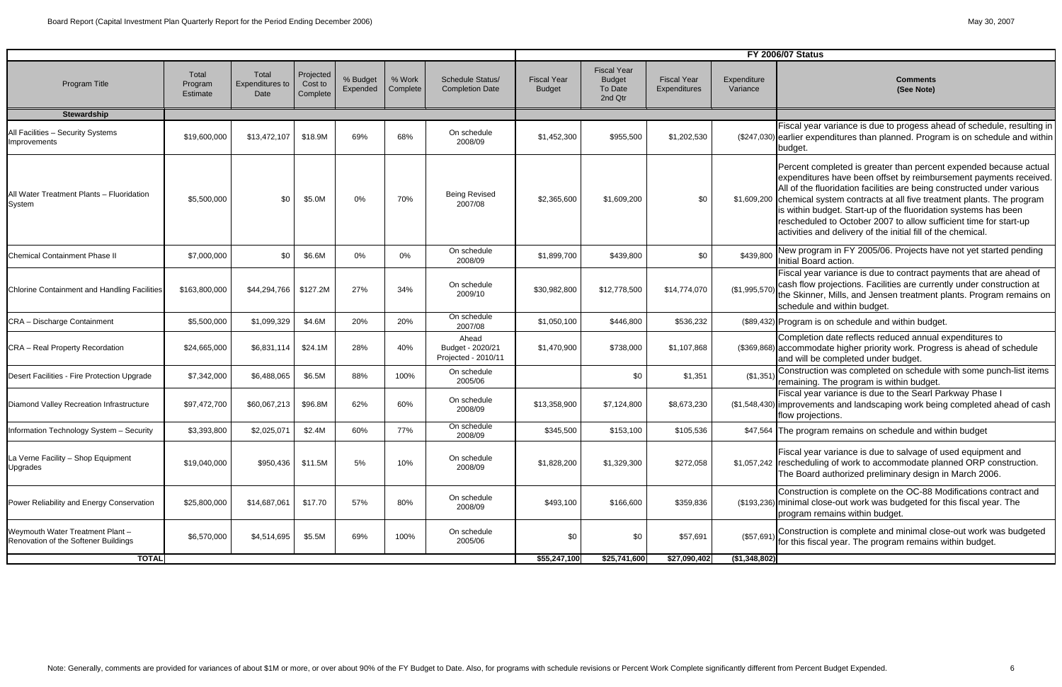| | | | | | | | FY 2006/07 Status | | | | |
|---|---|---|---|---|---|---|---|---|---|---|---|
| Program Title | Total Program Estimate | Total Expenditures to Date | Projected Cost to Complete | % Budget Expended | % Work Complete | Schedule Status/ Completion Date | Fiscal Year Budget | Fiscal Year Budget To Date 2nd Qtr | Fiscal Year Expenditures | Expenditure Variance | Comments (See Note) |
| **Stewardship** | | | | | | | | | | | |
| All Facilities – Security Systems Improvements | $19,600,000 | $13,472,107 | $18.9M | 69% | 68% | On schedule 2008/09 | $1,452,300 | $955,500 | $1,202,530 | ($247,030) | Fiscal year variance is due to progess ahead of schedule, resulting in earlier expenditures than planned. Program is on schedule and within budget. |
| All Water Treatment Plants – Fluoridation System | $5,500,000 | $0 | $5.0M | 0% | 70% | Being Revised 2007/08 | $2,365,600 | $1,609,200 | $0 | $1,609,200 | Percent completed is greater than percent expended because actual expenditures have been offset by reimbursement payments received. All of the fluoridation facilities are being constructed under various chemical system contracts at all five treatment plants. The program is within budget. Start-up of the fluoridation systems has been rescheduled to October 2007 to allow sufficient time for start-up activities and delivery of the initial fill of the chemical. |
| Chemical Containment Phase II | $7,000,000 | $0 | $6.6M | 0% | 0% | On schedule 2008/09 | $1,899,700 | $439,800 | $0 | $439,800 | New program in FY 2005/06. Projects have not yet started pending Initial Board action. |
| Chlorine Containment and Handling Facilities | $163,800,000 | $44,294,766 | $127.2M | 27% | 34% | On schedule 2009/10 | $30,982,800 | $12,778,500 | $14,774,070 | ($1,995,570) | Fiscal year variance is due to contract payments that are ahead of cash flow projections. Facilities are currently under construction at the Skinner, Mills, and Jensen treatment plants. Program remains on schedule and within budget. |
| CRA – Discharge Containment | $5,500,000 | $1,099,329 | $4.6M | 20% | 20% | On schedule 2007/08 | $1,050,100 | $446,800 | $536,232 | ($89,432) | Program is on schedule and within budget. |
| CRA – Real Property Recordation | $24,665,000 | $6,831,114 | $24.1M | 28% | 40% | Ahead Budget - 2020/21 Projected - 2010/11 | $1,470,900 | $738,000 | $1,107,868 | ($369,868) | Completion date reflects reduced annual expenditures to accommodate higher priority work. Progress is ahead of schedule and will be completed under budget. |
| Desert Facilities - Fire Protection Upgrade | $7,342,000 | $6,488,065 | $6.5M | 88% | 100% | On schedule 2005/06 | | $0 | $1,351 | ($1,351) | Construction was completed on schedule with some punch-list items remaining. The program is within budget. |
| Diamond Valley Recreation Infrastructure | $97,472,700 | $60,067,213 | $96.8M | 62% | 60% | On schedule 2008/09 | $13,358,900 | $7,124,800 | $8,673,230 | ($1,548,430) | Fiscal year variance is due to the Searl Parkway Phase I improvements and landscaping work being completed ahead of cash flow projections. |
| Information Technology System – Security | $3,393,800 | $2,025,071 | $2.4M | 60% | 77% | On schedule 2008/09 | $345,500 | $153,100 | $105,536 | $47,564 | The program remains on schedule and within budget |
| La Verne Facility – Shop Equipment Upgrades | $19,040,000 | $950,436 | $11.5M | 5% | 10% | On schedule 2008/09 | $1,828,200 | $1,329,300 | $272,058 | $1,057,242 | Fiscal year variance is due to salvage of used equipment and rescheduling of work to accommodate planned ORP construction. The Board authorized preliminary design in March 2006. |
| Power Reliability and Energy Conservation | $25,800,000 | $14,687,061 | $17.70 | 57% | 80% | On schedule 2008/09 | $493,100 | $166,600 | $359,836 | ($193,236) | Construction is complete on the OC-88 Modifications contract and minimal close-out work was budgeted for this fiscal year. The program remains within budget. |
| Weymouth Water Treatment Plant – Renovation of the Softener Buildings | $6,570,000 | $4,514,695 | $5.5M | 69% | 100% | On schedule 2005/06 | $0 | $0 | $57,691 | ($57,691) | Construction is complete and minimal close-out work was budgeted for this fiscal year. The program remains within budget. |
| **TOTAL** | | | | | | | $55,247,100 | $25,741,600 | $27,090,402 | ($1,348,802) | |

Note: Generally, comments are provided for variances of about $1M or more, or over about 90% of the FY Budget to Date. Also, for programs with schedule revisions or Percent Work Complete significantly different from Percent Budget Expended.